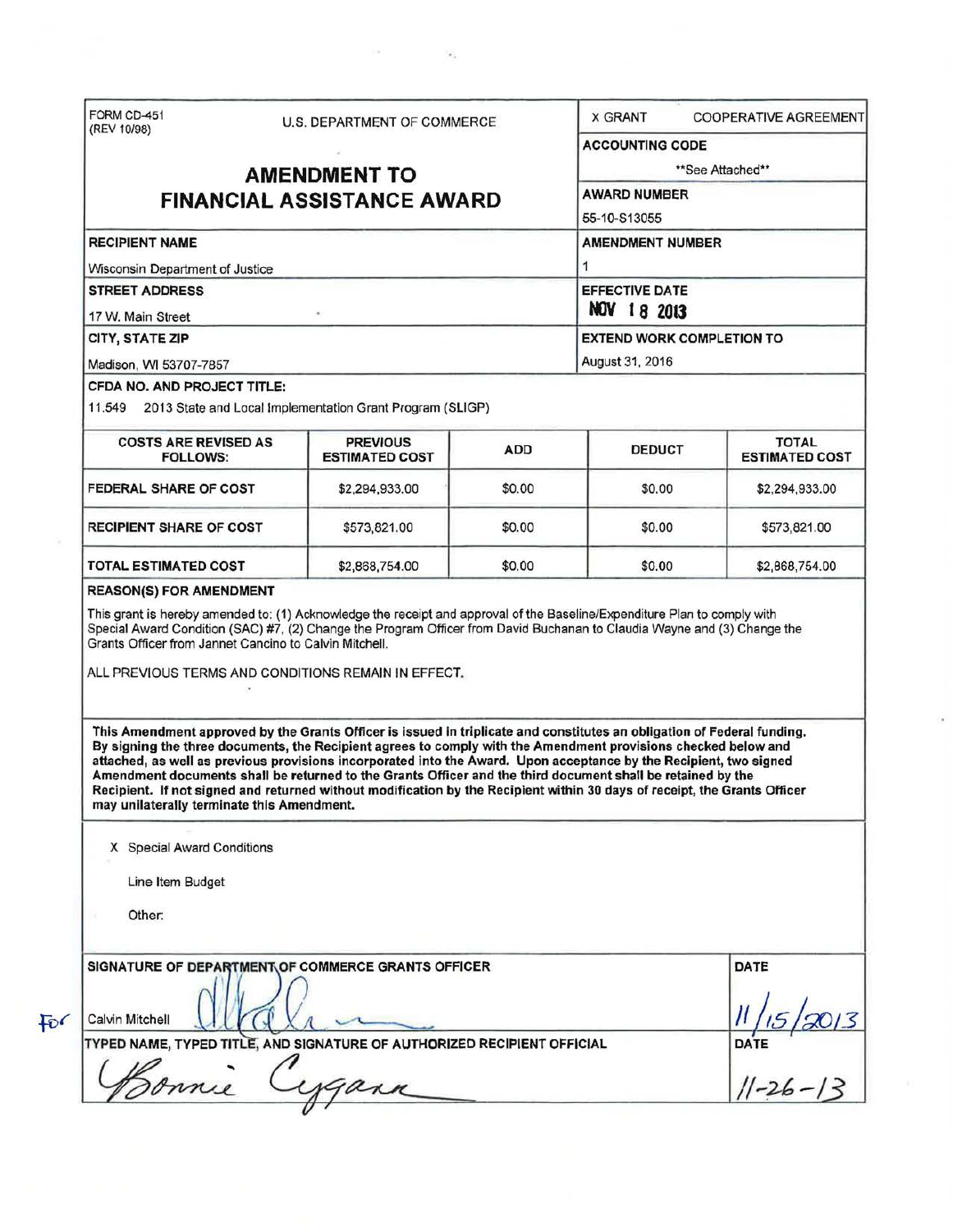FORM CD-451
(REV 10/98)

U.S. DEPARTMENT OF COMMERCE

# AMENDMENT TO FINANCIAL ASSISTANCE AWARD

X GRANT     COOPERATIVE AGREEMENT

**ACCOUNTING CODE**
\*\*See Attached\*\*

**AWARD NUMBER**
55-10-S13055

**RECIPIENT NAME**
Wisconsin Department of Justice

**AMENDMENT NUMBER**
1

**STREET ADDRESS**
17 W. Main Street

**EFFECTIVE DATE**
NOV 18 2013

**CITY, STATE ZIP**
Madison, WI 53707-7857

**EXTEND WORK COMPLETION TO**
August 31, 2016

**CFDA NO. AND PROJECT TITLE:**
11.549 2013 State and Local Implementation Grant Program (SLIGP)

| COSTS ARE REVISED AS FOLLOWS: | PREVIOUS ESTIMATED COST | ADD | DEDUCT | TOTAL ESTIMATED COST |
|---|---|---|---|---|
| FEDERAL SHARE OF COST | $2,294,933.00 | $0.00 | $0.00 | $2,294,933.00 |
| RECIPIENT SHARE OF COST | $573,821.00 | $0.00 | $0.00 | $573,821.00 |
| TOTAL ESTIMATED COST | $2,868,754.00 | $0.00 | $0.00 | $2,868,754.00 |

**REASON(S) FOR AMENDMENT**

This grant is hereby amended to: (1) Acknowledge the receipt and approval of the Baseline/Expenditure Plan to comply with Special Award Condition (SAC) #7, (2) Change the Program Officer from David Buchanan to Claudia Wayne and (3) Change the Grants Officer from Jannet Cancino to Calvin Mitchell.

ALL PREVIOUS TERMS AND CONDITIONS REMAIN IN EFFECT.

**This Amendment approved by the Grants Officer is issued in triplicate and constitutes an obligation of Federal funding. By signing the three documents, the Recipient agrees to comply with the Amendment provisions checked below and attached, as well as previous provisions incorporated into the Award. Upon acceptance by the Recipient, two signed Amendment documents shall be returned to the Grants Officer and the third document shall be retained by the Recipient. If not signed and returned without modification by the Recipient within 30 days of receipt, the Grants Officer may unilaterally terminate this Amendment.**

X Special Award Conditions

Line Item Budget

Other:

**SIGNATURE OF DEPARTMENT OF COMMERCE GRANTS OFFICER** | **DATE**

For Calvin Mitchell [signature] | 11/15/2013

**TYPED NAME, TYPED TITLE, AND SIGNATURE OF AUTHORIZED RECIPIENT OFFICIAL** | **DATE**

Bonnie Cygan [signature] | 11-26-13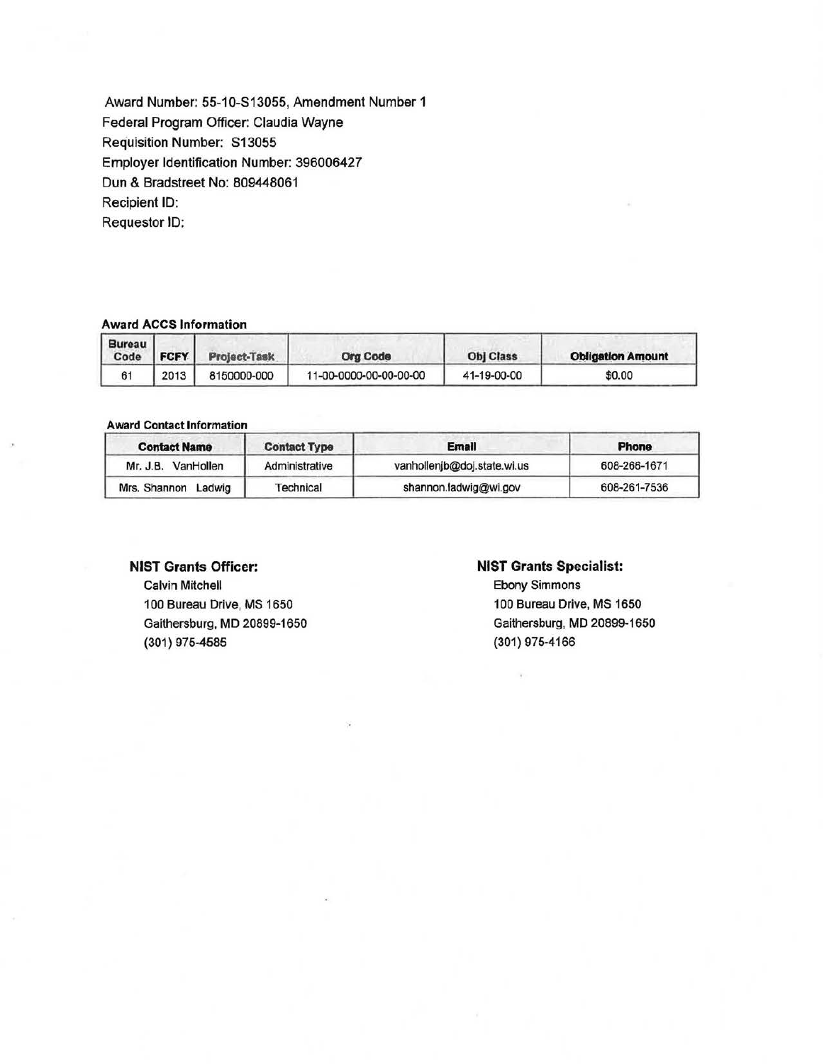Award Number: 55-10-S13055, Amendment Number 1
Federal Program Officer: Claudia Wayne
Requisition Number: S13055
Employer Identification Number: 396006427
Dun & Bradstreet No: 809448061
Recipient ID:
Requestor ID:

**Award ACCS Information**

| Bureau Code | FCFY | Project-Task | Org Code | Obj Class | Obligation Amount |
|---|---|---|---|---|---|
| 61 | 2013 | 8150000-000 | 11-00-0000-00-00-00-00 | 41-19-00-00 | $0.00 |

**Award Contact Information**

| Contact Name | Contact Type | Email | Phone |
|---|---|---|---|
| Mr. J.B. VanHollen | Administrative | vanhollenjb@doj.state.wi.us | 608-266-1671 |
| Mrs. Shannon Ladwig | Technical | shannon.ladwig@wi.gov | 608-261-7536 |

**NIST Grants Officer:**
Calvin Mitchell
100 Bureau Drive, MS 1650
Gaithersburg, MD 20899-1650
(301) 975-4585

**NIST Grants Specialist:**
Ebony Simmons
100 Bureau Drive, MS 1650
Gaithersburg, MD 20899-1650
(301) 975-4166